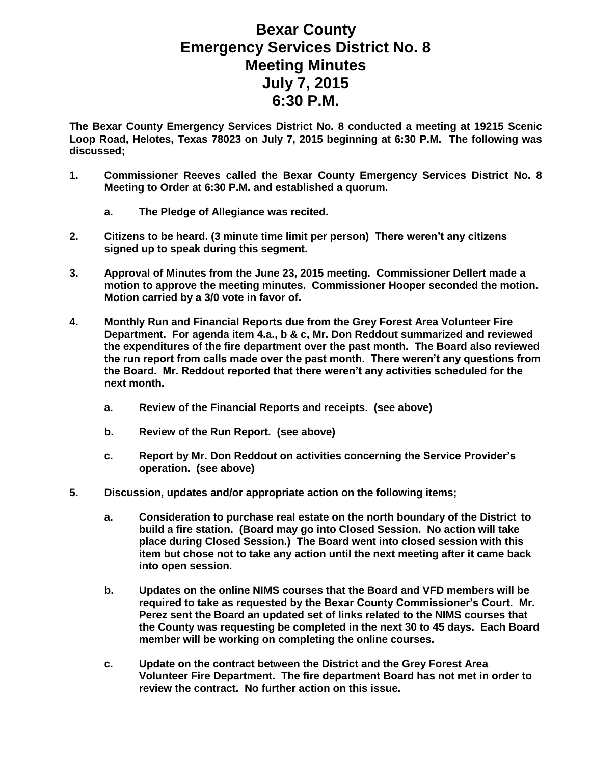# Bexar County
# Emergency Services District No. 8
# Meeting Minutes
# July 7, 2015
# 6:30 P.M.

**The Bexar County Emergency Services District No. 8 conducted a meeting at 19215 Scenic Loop Road, Helotes, Texas 78023 on July 7, 2015 beginning at 6:30 P.M. The following was discussed;**

1. **Commissioner Reeves called the Bexar County Emergency Services District No. 8 Meeting to Order at 6:30 P.M. and established a quorum.**

   a. **The Pledge of Allegiance was recited.**

2. **Citizens to be heard. (3 minute time limit per person) There weren't any citizens signed up to speak during this segment.**

3. **Approval of Minutes from the June 23, 2015 meeting. Commissioner Dellert made a motion to approve the meeting minutes. Commissioner Hooper seconded the motion. Motion carried by a 3/0 vote in favor of.**

4. **Monthly Run and Financial Reports due from the Grey Forest Area Volunteer Fire Department. For agenda item 4.a., b & c, Mr. Don Reddout summarized and reviewed the expenditures of the fire department over the past month. The Board also reviewed the run report from calls made over the past month. There weren't any questions from the Board. Mr. Reddout reported that there weren't any activities scheduled for the next month.**

   a. **Review of the Financial Reports and receipts. (see above)**

   b. **Review of the Run Report. (see above)**

   c. **Report by Mr. Don Reddout on activities concerning the Service Provider's operation. (see above)**

5. **Discussion, updates and/or appropriate action on the following items;**

   a. **Consideration to purchase real estate on the north boundary of the District to build a fire station. (Board may go into Closed Session. No action will take place during Closed Session.) The Board went into closed session with this item but chose not to take any action until the next meeting after it came back into open session.**

   b. **Updates on the online NIMS courses that the Board and VFD members will be required to take as requested by the Bexar County Commissioner's Court. Mr. Perez sent the Board an updated set of links related to the NIMS courses that the County was requesting be completed in the next 30 to 45 days. Each Board member will be working on completing the online courses.**

   c. **Update on the contract between the District and the Grey Forest Area Volunteer Fire Department. The fire department Board has not met in order to review the contract. No further action on this issue.**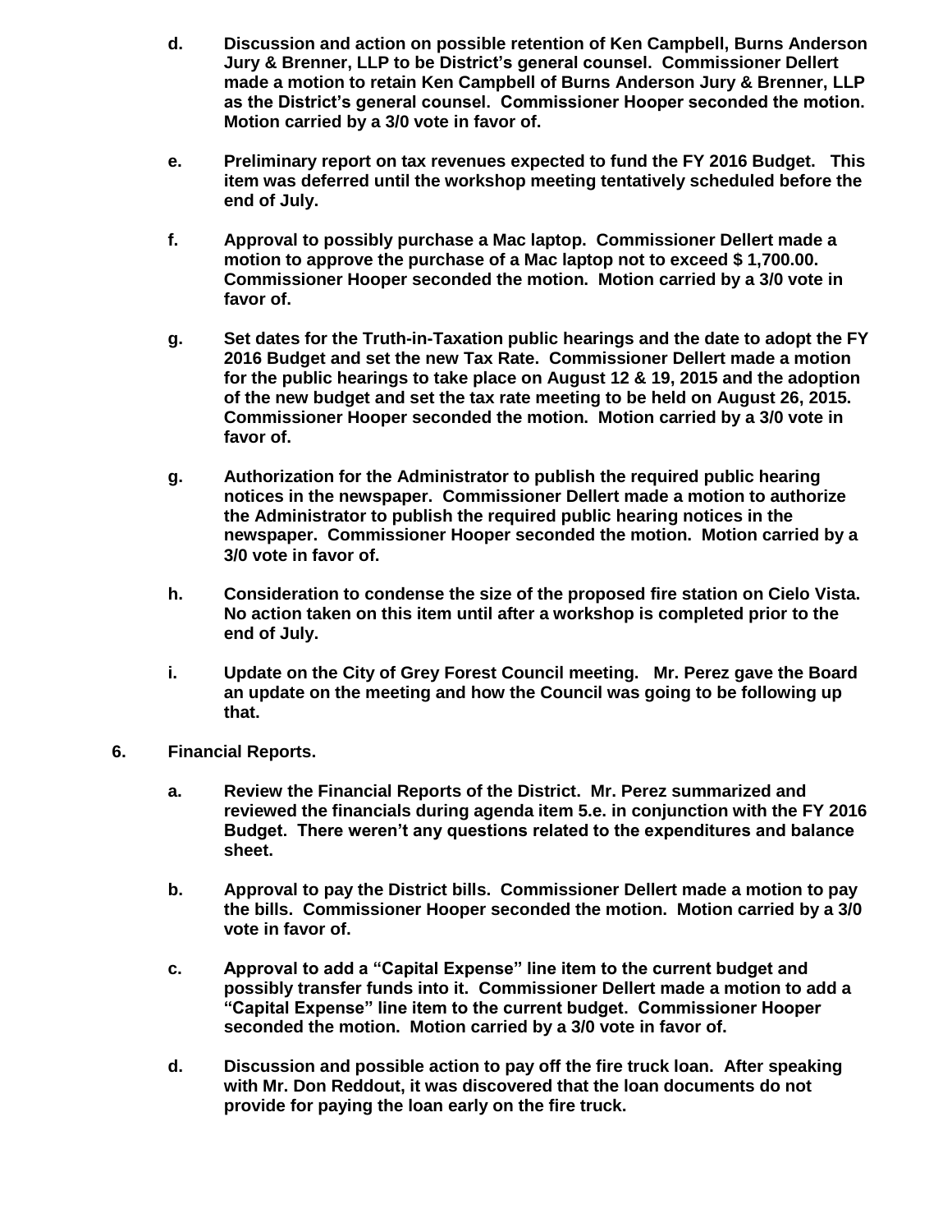d. **Discussion and action on possible retention of Ken Campbell, Burns Anderson Jury & Brenner, LLP to be District's general counsel. Commissioner Dellert made a motion to retain Ken Campbell of Burns Anderson Jury & Brenner, LLP as the District's general counsel. Commissioner Hooper seconded the motion. Motion carried by a 3/0 vote in favor of.**

e. **Preliminary report on tax revenues expected to fund the FY 2016 Budget. This item was deferred until the workshop meeting tentatively scheduled before the end of July.**

f. **Approval to possibly purchase a Mac laptop. Commissioner Dellert made a motion to approve the purchase of a Mac laptop not to exceed $ 1,700.00. Commissioner Hooper seconded the motion. Motion carried by a 3/0 vote in favor of.**

g. **Set dates for the Truth-in-Taxation public hearings and the date to adopt the FY 2016 Budget and set the new Tax Rate. Commissioner Dellert made a motion for the public hearings to take place on August 12 & 19, 2015 and the adoption of the new budget and set the tax rate meeting to be held on August 26, 2015. Commissioner Hooper seconded the motion. Motion carried by a 3/0 vote in favor of.**

g. **Authorization for the Administrator to publish the required public hearing notices in the newspaper. Commissioner Dellert made a motion to authorize the Administrator to publish the required public hearing notices in the newspaper. Commissioner Hooper seconded the motion. Motion carried by a 3/0 vote in favor of.**

h. **Consideration to condense the size of the proposed fire station on Cielo Vista. No action taken on this item until after a workshop is completed prior to the end of July.**

i. **Update on the City of Grey Forest Council meeting. Mr. Perez gave the Board an update on the meeting and how the Council was going to be following up that.**

**6. Financial Reports.**

a. **Review the Financial Reports of the District. Mr. Perez summarized and reviewed the financials during agenda item 5.e. in conjunction with the FY 2016 Budget. There weren't any questions related to the expenditures and balance sheet.**

b. **Approval to pay the District bills. Commissioner Dellert made a motion to pay the bills. Commissioner Hooper seconded the motion. Motion carried by a 3/0 vote in favor of.**

c. **Approval to add a "Capital Expense" line item to the current budget and possibly transfer funds into it. Commissioner Dellert made a motion to add a "Capital Expense" line item to the current budget. Commissioner Hooper seconded the motion. Motion carried by a 3/0 vote in favor of.**

d. **Discussion and possible action to pay off the fire truck loan. After speaking with Mr. Don Reddout, it was discovered that the loan documents do not provide for paying the loan early on the fire truck.**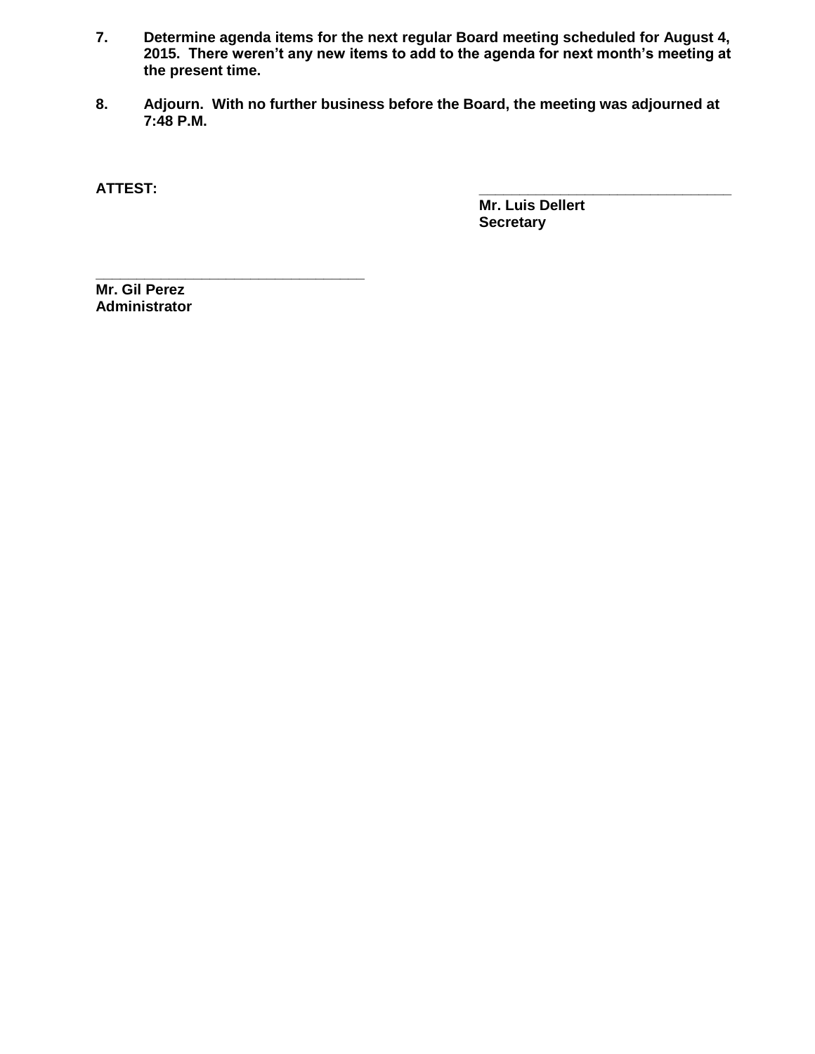7. **Determine agenda items for the next regular Board meeting scheduled for August 4, 2015. There weren't any new items to add to the agenda for next month's meeting at the present time.**

8. **Adjourn. With no further business before the Board, the meeting was adjourned at 7:48 P.M.**

**ATTEST:**

_______________________________
**Mr. Luis Dellert**
**Secretary**

_______________________________
**Mr. Gil Perez**
**Administrator**